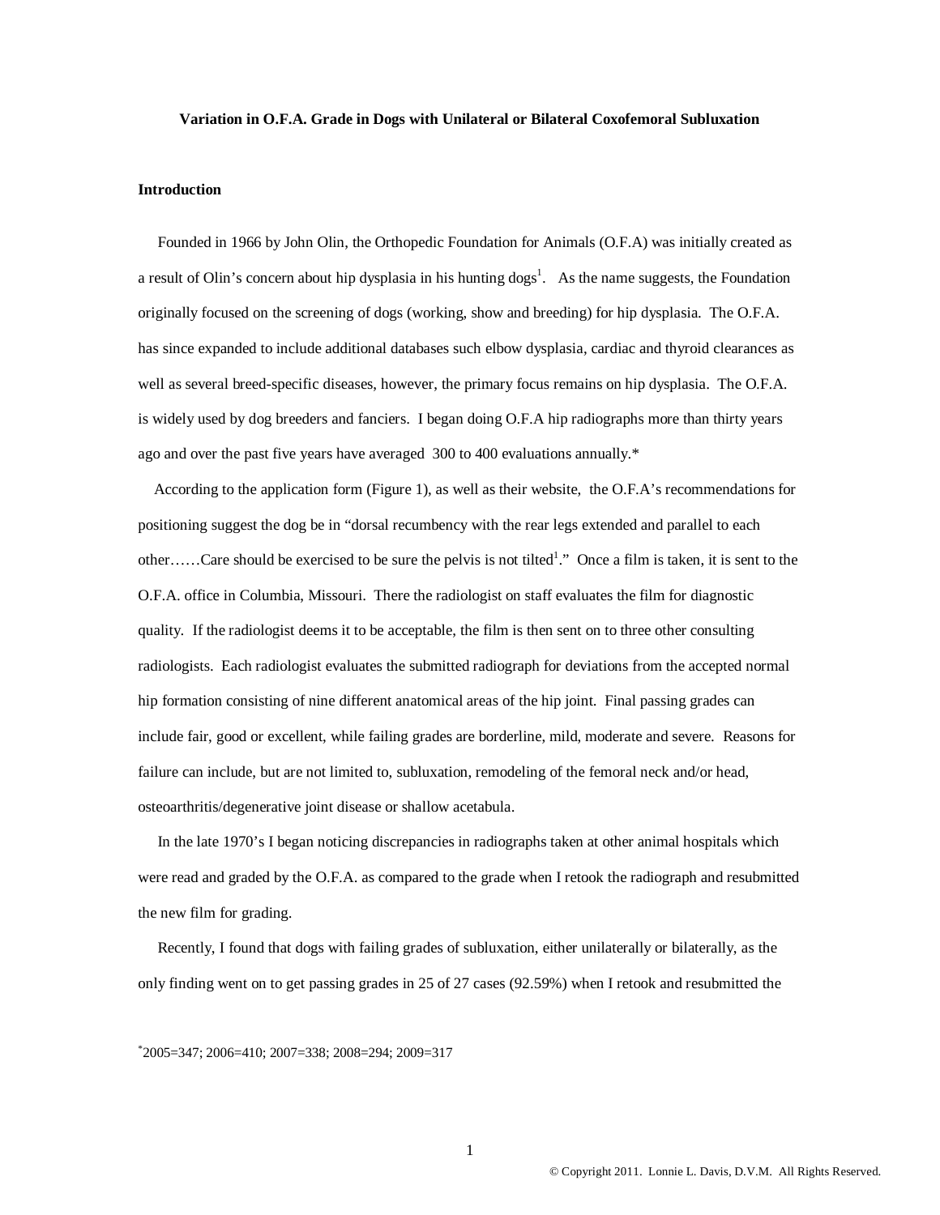# Variation in O.F.A. Grade in Dogs with Unilateral or Bilateral Coxofemoral Subluxation

## Introduction

Founded in 1966 by John Olin, the Orthopedic Foundation for Animals (O.F.A) was initially created as a result of Olin's concern about hip dysplasia in his hunting dogs[1]. As the name suggests, the Foundation originally focused on the screening of dogs (working, show and breeding) for hip dysplasia. The O.F.A. has since expanded to include additional databases such elbow dysplasia, cardiac and thyroid clearances as well as several breed-specific diseases, however, the primary focus remains on hip dysplasia. The O.F.A. is widely used by dog breeders and fanciers. I began doing O.F.A hip radiographs more than thirty years ago and over the past five years have averaged 300 to 400 evaluations annually.*

According to the application form (Figure 1), as well as their website, the O.F.A's recommendations for positioning suggest the dog be in "dorsal recumbency with the rear legs extended and parallel to each other……Care should be exercised to be sure the pelvis is not tilted[1]." Once a film is taken, it is sent to the O.F.A. office in Columbia, Missouri. There the radiologist on staff evaluates the film for diagnostic quality. If the radiologist deems it to be acceptable, the film is then sent on to three other consulting radiologists. Each radiologist evaluates the submitted radiograph for deviations from the accepted normal hip formation consisting of nine different anatomical areas of the hip joint. Final passing grades can include fair, good or excellent, while failing grades are borderline, mild, moderate and severe. Reasons for failure can include, but are not limited to, subluxation, remodeling of the femoral neck and/or head, osteoarthritis/degenerative joint disease or shallow acetabula.

In the late 1970's I began noticing discrepancies in radiographs taken at other animal hospitals which were read and graded by the O.F.A. as compared to the grade when I retook the radiograph and resubmitted the new film for grading.

Recently, I found that dogs with failing grades of subluxation, either unilaterally or bilaterally, as the only finding went on to get passing grades in 25 of 27 cases (92.59%) when I retook and resubmitted the

*2005=347; 2006=410; 2007=338; 2008=294; 2009=317

© Copyright 2011. Lonnie L. Davis, D.V.M. All Rights Reserved.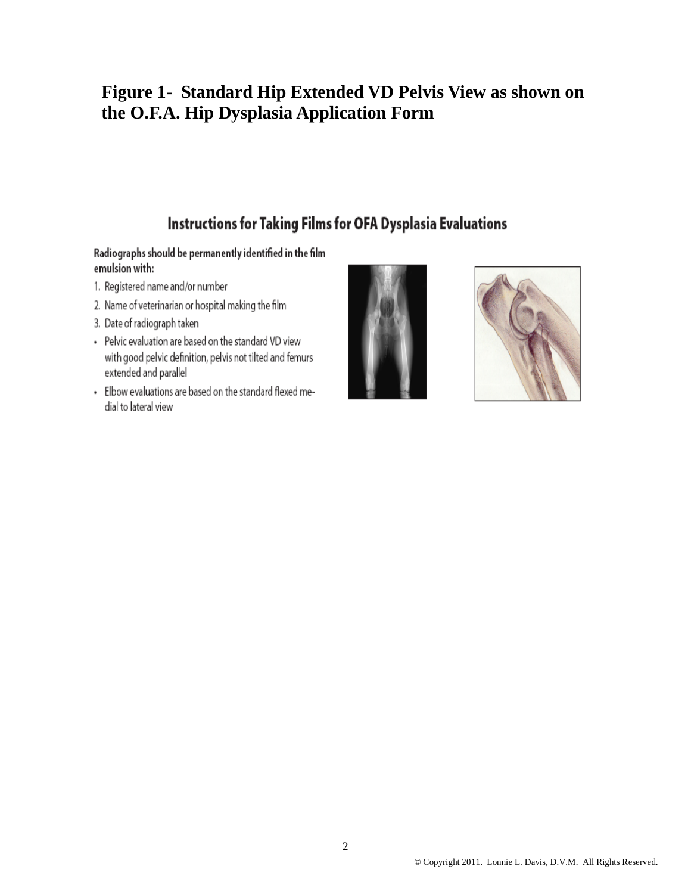# Figure 1- Standard Hip Extended VD Pelvis View as shown on the O.F.A. Hip Dysplasia Application Form

## Instructions for Taking Films for OFA Dysplasia Evaluations

**Radiographs should be permanently identified in the film emulsion with:**

1. Registered name and/or number
2. Name of veterinarian or hospital making the film
3. Date of radiograph taken

- Pelvic evaluation are based on the standard VD view with good pelvic definition, pelvis not tilted and femurs extended and parallel
- Elbow evaluations are based on the standard flexed medial to lateral view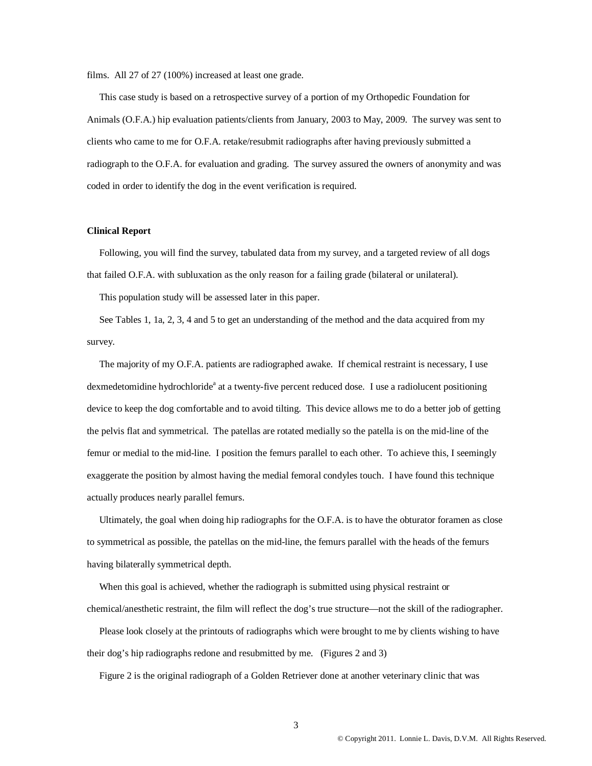films. All 27 of 27 (100%) increased at least one grade.

This case study is based on a retrospective survey of a portion of my Orthopedic Foundation for Animals (O.F.A.) hip evaluation patients/clients from January, 2003 to May, 2009. The survey was sent to clients who came to me for O.F.A. retake/resubmit radiographs after having previously submitted a radiograph to the O.F.A. for evaluation and grading. The survey assured the owners of anonymity and was coded in order to identify the dog in the event verification is required.

**Clinical Report**

Following, you will find the survey, tabulated data from my survey, and a targeted review of all dogs that failed O.F.A. with subluxation as the only reason for a failing grade (bilateral or unilateral).

This population study will be assessed later in this paper.

See Tables 1, 1a, 2, 3, 4 and 5 to get an understanding of the method and the data acquired from my survey.

The majority of my O.F.A. patients are radiographed awake. If chemical restraint is necessary, I use dexmedetomidine hydrochloride[a] at a twenty-five percent reduced dose. I use a radiolucent positioning device to keep the dog comfortable and to avoid tilting. This device allows me to do a better job of getting the pelvis flat and symmetrical. The patellas are rotated medially so the patella is on the mid-line of the femur or medial to the mid-line. I position the femurs parallel to each other. To achieve this, I seemingly exaggerate the position by almost having the medial femoral condyles touch. I have found this technique actually produces nearly parallel femurs.

Ultimately, the goal when doing hip radiographs for the O.F.A. is to have the obturator foramen as close to symmetrical as possible, the patellas on the mid-line, the femurs parallel with the heads of the femurs having bilaterally symmetrical depth.

When this goal is achieved, whether the radiograph is submitted using physical restraint or chemical/anesthetic restraint, the film will reflect the dog's true structure—not the skill of the radiographer.

Please look closely at the printouts of radiographs which were brought to me by clients wishing to have their dog's hip radiographs redone and resubmitted by me. (Figures 2 and 3)

Figure 2 is the original radiograph of a Golden Retriever done at another veterinary clinic that was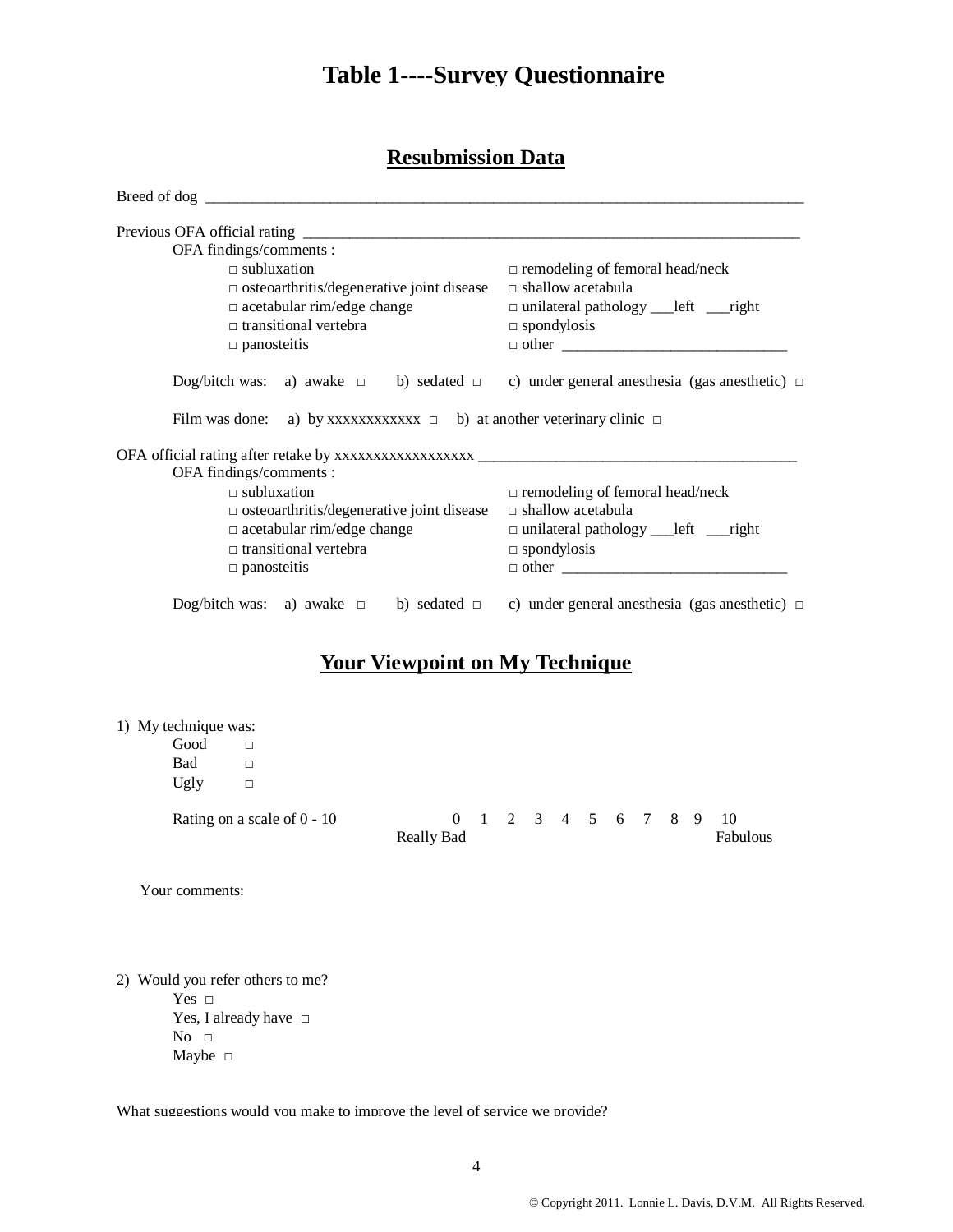# Table 1----Survey Questionnaire

## Resubmission Data

Breed of dog ________________________________________________________________________________

Previous OFA official rating _________________________________________________________________

OFA findings/comments :

- □ subluxation
- □ osteoarthritis/degenerative joint disease
- □ acetabular rim/edge change
- □ transitional vertebra
- □ panosteitis
- □ remodeling of femoral head/neck
- □ shallow acetabula
- □ unilateral pathology ___left ___right
- □ spondylosis
- □ other ____________________________

Dog/bitch was: a) awake □ b) sedated □ c) under general anesthesia (gas anesthetic) □

Film was done: a) by xxxxxxxxxxxx □ b) at another veterinary clinic □

OFA official rating after retake by xxxxxxxxxxxxxxxxxx __________________________________________

OFA findings/comments :

- □ subluxation
- □ osteoarthritis/degenerative joint disease
- □ acetabular rim/edge change
- □ transitional vertebra
- □ panosteitis
- □ remodeling of femoral head/neck
- □ shallow acetabula
- □ unilateral pathology ___left ___right
- □ spondylosis
- □ other ____________________________

Dog/bitch was: a) awake □ b) sedated □ c) under general anesthesia (gas anesthetic) □

## Your Viewpoint on My Technique

1) My technique was:

- Good □
- Bad □
- Ugly □

Rating on a scale of 0 - 10    0 1 2 3 4 5 6 7 8 9 10
Really Bad ... Fabulous

Your comments:

2) Would you refer others to me?

- Yes □
- Yes, I already have □
- No □
- Maybe □

What suggestions would you make to improve the level of service we provide?

© Copyright 2011. Lonnie L. Davis, D.V.M. All Rights Reserved.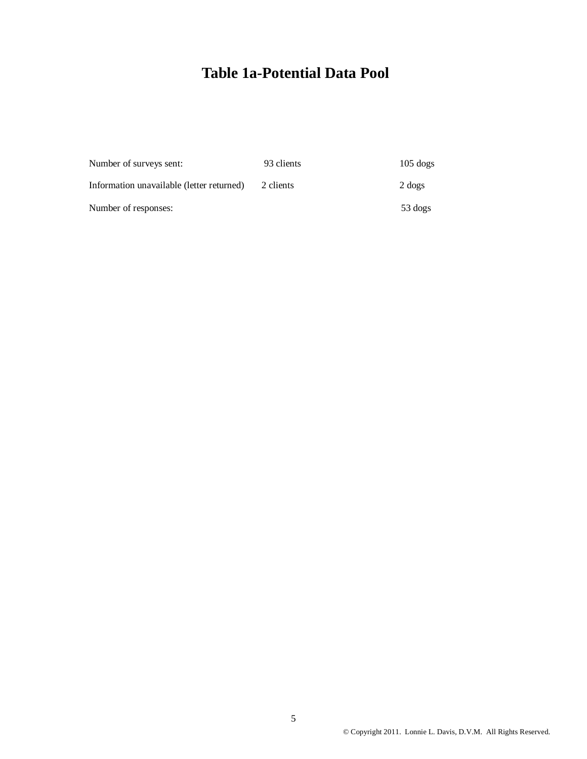# Table 1a-Potential Data Pool

| | | |
|---|---|---|
| Number of surveys sent: | 93 clients | 105 dogs |
| Information unavailable (letter returned) | 2 clients | 2 dogs |
| Number of responses: | | 53 dogs |

© Copyright 2011. Lonnie L. Davis, D.V.M. All Rights Reserved.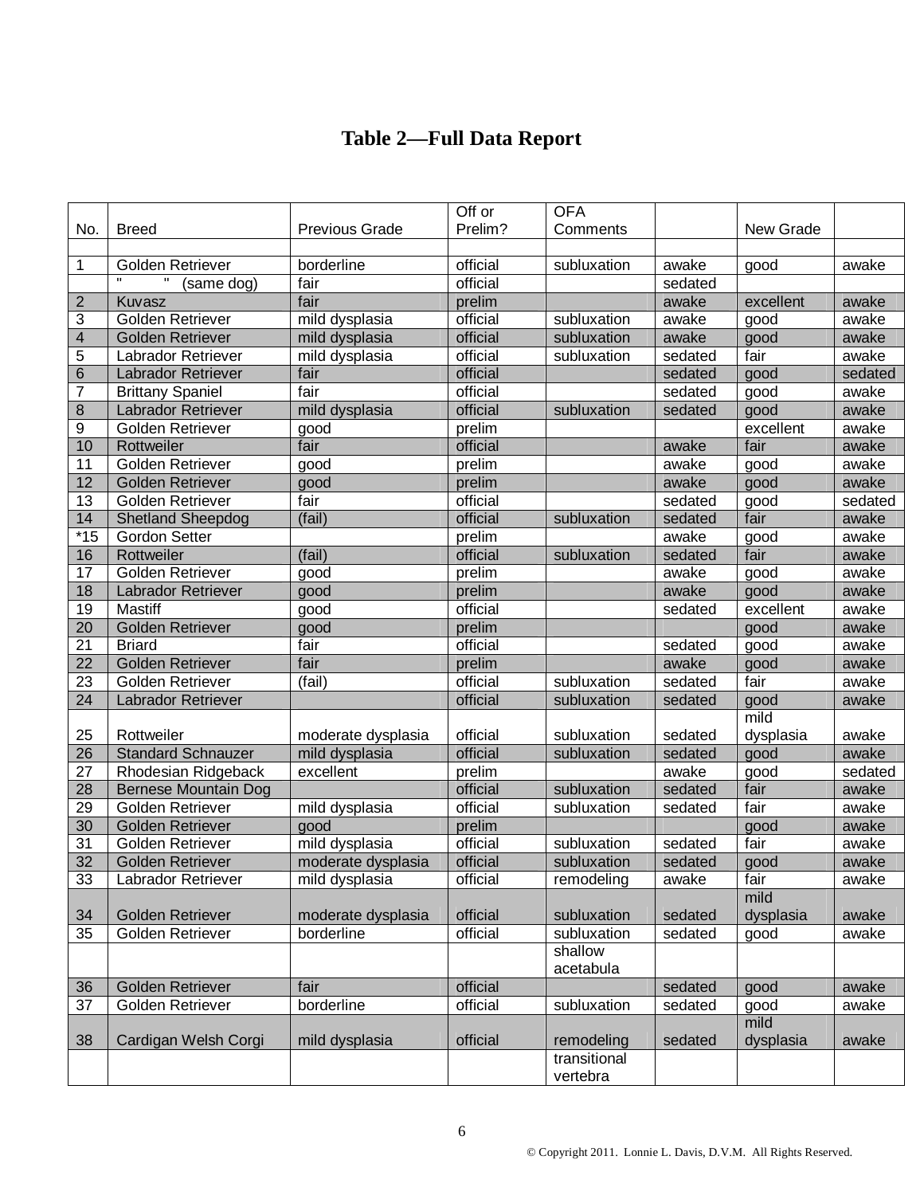# Table 2—Full Data Report

| No. | Breed | Previous Grade | Off or Prelim? | OFA Comments | | New Grade | |
|---|---|---|---|---|---|---|---|
| | | | | | | | |
| 1 | Golden Retriever | borderline | official | subluxation | awake | good | awake |
| | " " (same dog) | fair | official | | sedated | | |
| 2 | Kuvasz | fair | prelim | | awake | excellent | awake |
| 3 | Golden Retriever | mild dysplasia | official | subluxation | awake | good | awake |
| 4 | Golden Retriever | mild dysplasia | official | subluxation | awake | good | awake |
| 5 | Labrador Retriever | mild dysplasia | official | subluxation | sedated | fair | awake |
| 6 | Labrador Retriever | fair | official | | sedated | good | sedated |
| 7 | Brittany Spaniel | fair | official | | sedated | good | awake |
| 8 | Labrador Retriever | mild dysplasia | official | subluxation | sedated | good | awake |
| 9 | Golden Retriever | good | prelim | | | excellent | awake |
| 10 | Rottweiler | fair | official | | awake | fair | awake |
| 11 | Golden Retriever | good | prelim | | awake | good | awake |
| 12 | Golden Retriever | good | prelim | | awake | good | awake |
| 13 | Golden Retriever | fair | official | | sedated | good | sedated |
| 14 | Shetland Sheepdog | (fail) | official | subluxation | sedated | fair | awake |
| *15 | Gordon Setter | | prelim | | awake | good | awake |
| 16 | Rottweiler | (fail) | official | subluxation | sedated | fair | awake |
| 17 | Golden Retriever | good | prelim | | awake | good | awake |
| 18 | Labrador Retriever | good | prelim | | awake | good | awake |
| 19 | Mastiff | good | official | | sedated | excellent | awake |
| 20 | Golden Retriever | good | prelim | | | good | awake |
| 21 | Briard | fair | official | | sedated | good | awake |
| 22 | Golden Retriever | fair | prelim | | awake | good | awake |
| 23 | Golden Retriever | (fail) | official | subluxation | sedated | fair | awake |
| 24 | Labrador Retriever | | official | subluxation | sedated | good | awake |
| 25 | Rottweiler | moderate dysplasia | official | subluxation | sedated | mild dysplasia | awake |
| 26 | Standard Schnauzer | mild dysplasia | official | subluxation | sedated | good | awake |
| 27 | Rhodesian Ridgeback | excellent | prelim | | awake | good | sedated |
| 28 | Bernese Mountain Dog | | official | subluxation | sedated | fair | awake |
| 29 | Golden Retriever | mild dysplasia | official | subluxation | sedated | fair | awake |
| 30 | Golden Retriever | good | prelim | | | good | awake |
| 31 | Golden Retriever | mild dysplasia | official | subluxation | sedated | fair | awake |
| 32 | Golden Retriever | moderate dysplasia | official | subluxation | sedated | good | awake |
| 33 | Labrador Retriever | mild dysplasia | official | remodeling | awake | fair | awake |
| 34 | Golden Retriever | moderate dysplasia | official | subluxation | sedated | mild dysplasia | awake |
| 35 | Golden Retriever | borderline | official | subluxation | sedated | good | awake |
| | | | | shallow acetabula | | | |
| 36 | Golden Retriever | fair | official | | sedated | good | awake |
| 37 | Golden Retriever | borderline | official | subluxation | sedated | good | awake |
| 38 | Cardigan Welsh Corgi | mild dysplasia | official | remodeling | sedated | mild dysplasia | awake |
| | | | | transitional vertebra | | | |

© Copyright 2011. Lonnie L. Davis, D.V.M. All Rights Reserved.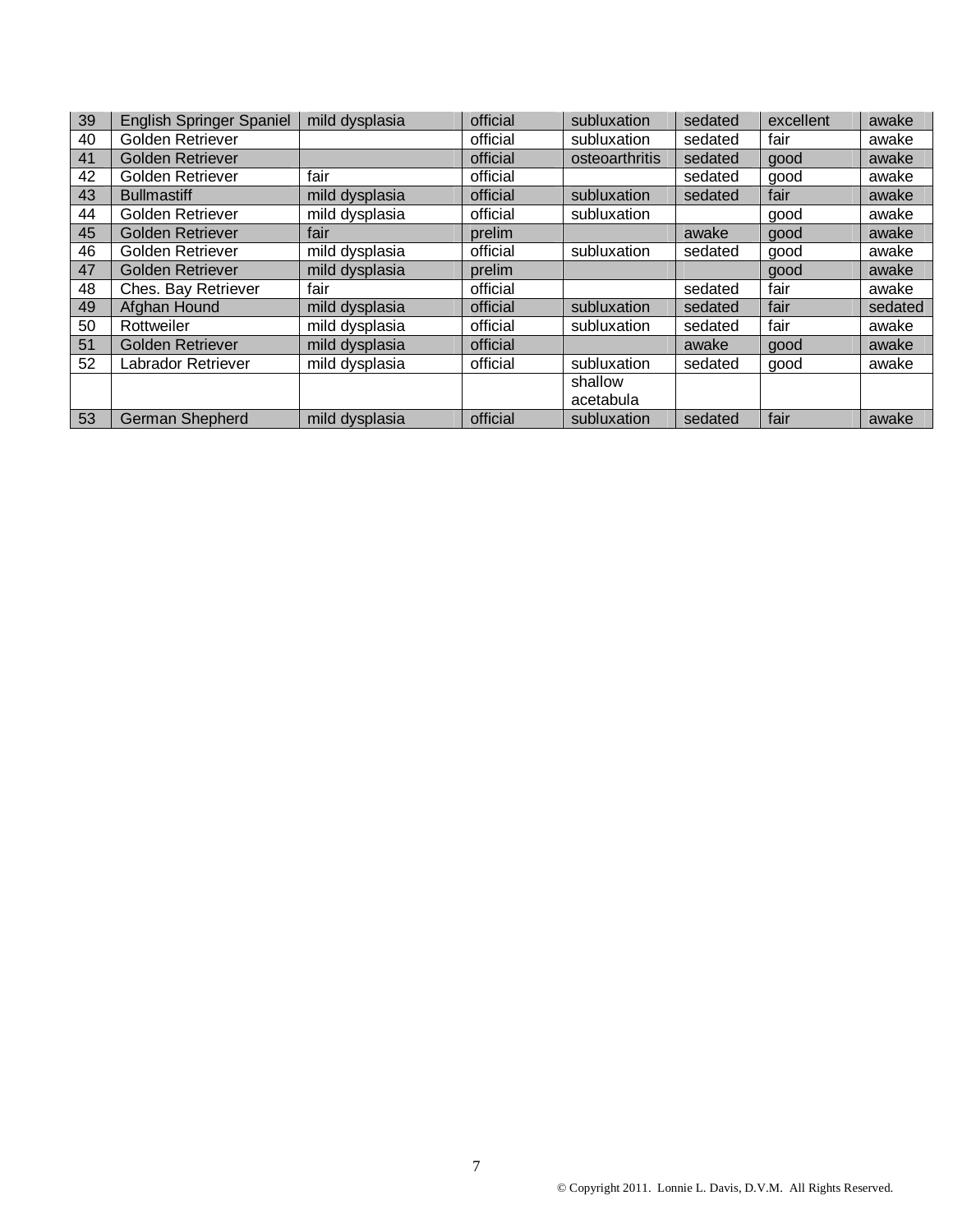| | | | | | | | |
|---|---|---|---|---|---|---|---|
| 39 | English Springer Spaniel | mild dysplasia | official | subluxation | sedated | excellent | awake |
| 40 | Golden Retriever | | official | subluxation | sedated | fair | awake |
| 41 | Golden Retriever | | official | osteoarthritis | sedated | good | awake |
| 42 | Golden Retriever | fair | official | | sedated | good | awake |
| 43 | Bullmastiff | mild dysplasia | official | subluxation | sedated | fair | awake |
| 44 | Golden Retriever | mild dysplasia | official | subluxation | | good | awake |
| 45 | Golden Retriever | fair | prelim | | awake | good | awake |
| 46 | Golden Retriever | mild dysplasia | official | subluxation | sedated | good | awake |
| 47 | Golden Retriever | mild dysplasia | prelim | | | good | awake |
| 48 | Ches. Bay Retriever | fair | official | | sedated | fair | awake |
| 49 | Afghan Hound | mild dysplasia | official | subluxation | sedated | fair | sedated |
| 50 | Rottweiler | mild dysplasia | official | subluxation | sedated | fair | awake |
| 51 | Golden Retriever | mild dysplasia | official | | awake | good | awake |
| 52 | Labrador Retriever | mild dysplasia | official | subluxation | sedated | good | awake |
| | | | | shallow acetabula | | | |
| 53 | German Shepherd | mild dysplasia | official | subluxation | sedated | fair | awake |

© Copyright 2011. Lonnie L. Davis, D.V.M. All Rights Reserved.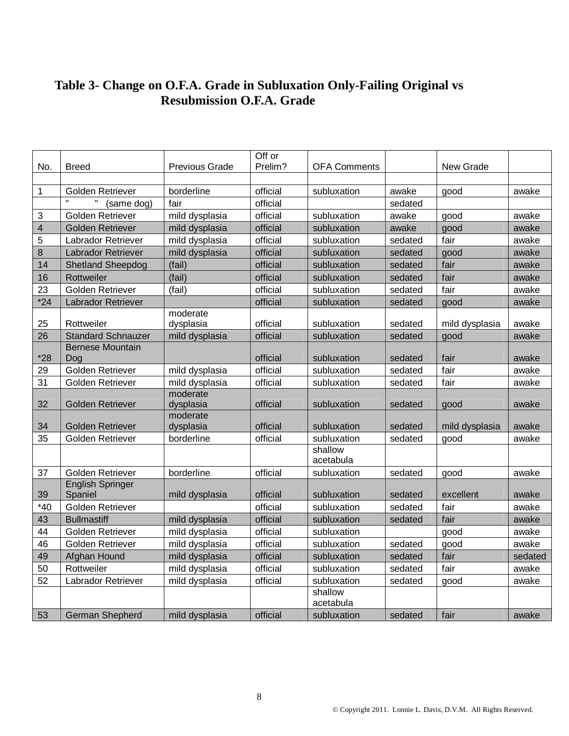**Table 3- Change on O.F.A. Grade in Subluxation Only-Failing Original vs Resubmission O.F.A. Grade**

| No. | Breed | Previous Grade | Off or Prelim? | OFA Comments | | New Grade | |
|---|---|---|---|---|---|---|---|
| | | | | | | | |
| 1 | Golden Retriever | borderline | official | subluxation | awake | good | awake |
| | " " (same dog) | fair | official | | sedated | | |
| 3 | Golden Retriever | mild dysplasia | official | subluxation | awake | good | awake |
| 4 | Golden Retriever | mild dysplasia | official | subluxation | awake | good | awake |
| 5 | Labrador Retriever | mild dysplasia | official | subluxation | sedated | fair | awake |
| 8 | Labrador Retriever | mild dysplasia | official | subluxation | sedated | good | awake |
| 14 | Shetland Sheepdog | (fail) | official | subluxation | sedated | fair | awake |
| 16 | Rottweiler | (fail) | official | subluxation | sedated | fair | awake |
| 23 | Golden Retriever | (fail) | official | subluxation | sedated | fair | awake |
| *24 | Labrador Retriever | | official | subluxation | sedated | good | awake |
| 25 | Rottweiler | moderate dysplasia | official | subluxation | sedated | mild dysplasia | awake |
| 26 | Standard Schnauzer | mild dysplasia | official | subluxation | sedated | good | awake |
| *28 | Bernese Mountain Dog | | official | subluxation | sedated | fair | awake |
| 29 | Golden Retriever | mild dysplasia | official | subluxation | sedated | fair | awake |
| 31 | Golden Retriever | mild dysplasia | official | subluxation | sedated | fair | awake |
| 32 | Golden Retriever | moderate dysplasia | official | subluxation | sedated | good | awake |
| 34 | Golden Retriever | moderate dysplasia | official | subluxation | sedated | mild dysplasia | awake |
| 35 | Golden Retriever | borderline | official | subluxation | sedated | good | awake |
| | | | | shallow acetabula | | | |
| 37 | Golden Retriever | borderline | official | subluxation | sedated | good | awake |
| 39 | English Springer Spaniel | mild dysplasia | official | subluxation | sedated | excellent | awake |
| *40 | Golden Retriever | | official | subluxation | sedated | fair | awake |
| 43 | Bullmastiff | mild dysplasia | official | subluxation | sedated | fair | awake |
| 44 | Golden Retriever | mild dysplasia | official | subluxation | | good | awake |
| 46 | Golden Retriever | mild dysplasia | official | subluxation | sedated | good | awake |
| 49 | Afghan Hound | mild dysplasia | official | subluxation | sedated | fair | sedated |
| 50 | Rottweiler | mild dysplasia | official | subluxation | sedated | fair | awake |
| 52 | Labrador Retriever | mild dysplasia | official | subluxation | sedated | good | awake |
| | | | | shallow acetabula | | | |
| 53 | German Shepherd | mild dysplasia | official | subluxation | sedated | fair | awake |

© Copyright 2011. Lonnie L. Davis, D.V.M. All Rights Reserved.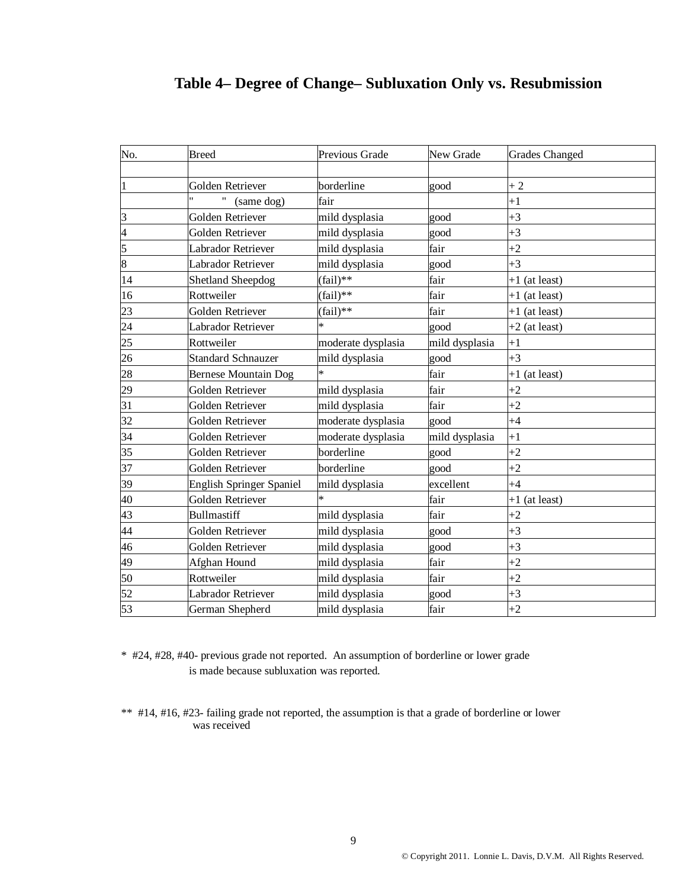# Table 4– Degree of Change– Subluxation Only vs. Resubmission

| No. | Breed | Previous Grade | New Grade | Grades Changed |
|---|---|---|---|---|
| | | | | |
| 1 | Golden Retriever | borderline | good | + 2 |
| | " " (same dog) | fair | | +1 |
| 3 | Golden Retriever | mild dysplasia | good | +3 |
| 4 | Golden Retriever | mild dysplasia | good | +3 |
| 5 | Labrador Retriever | mild dysplasia | fair | +2 |
| 8 | Labrador Retriever | mild dysplasia | good | +3 |
| 14 | Shetland Sheepdog | (fail)** | fair | +1 (at least) |
| 16 | Rottweiler | (fail)** | fair | +1 (at least) |
| 23 | Golden Retriever | (fail)** | fair | +1 (at least) |
| 24 | Labrador Retriever | * | good | +2 (at least) |
| 25 | Rottweiler | moderate dysplasia | mild dysplasia | +1 |
| 26 | Standard Schnauzer | mild dysplasia | good | +3 |
| 28 | Bernese Mountain Dog | * | fair | +1 (at least) |
| 29 | Golden Retriever | mild dysplasia | fair | +2 |
| 31 | Golden Retriever | mild dysplasia | fair | +2 |
| 32 | Golden Retriever | moderate dysplasia | good | +4 |
| 34 | Golden Retriever | moderate dysplasia | mild dysplasia | +1 |
| 35 | Golden Retriever | borderline | good | +2 |
| 37 | Golden Retriever | borderline | good | +2 |
| 39 | English Springer Spaniel | mild dysplasia | excellent | +4 |
| 40 | Golden Retriever | * | fair | +1 (at least) |
| 43 | Bullmastiff | mild dysplasia | fair | +2 |
| 44 | Golden Retriever | mild dysplasia | good | +3 |
| 46 | Golden Retriever | mild dysplasia | good | +3 |
| 49 | Afghan Hound | mild dysplasia | fair | +2 |
| 50 | Rottweiler | mild dysplasia | fair | +2 |
| 52 | Labrador Retriever | mild dysplasia | good | +3 |
| 53 | German Shepherd | mild dysplasia | fair | +2 |

* #24, #28, #40- previous grade not reported. An assumption of borderline or lower grade is made because subluxation was reported.

** #14, #16, #23- failing grade not reported, the assumption is that a grade of borderline or lower was received

© Copyright 2011. Lonnie L. Davis, D.V.M. All Rights Reserved.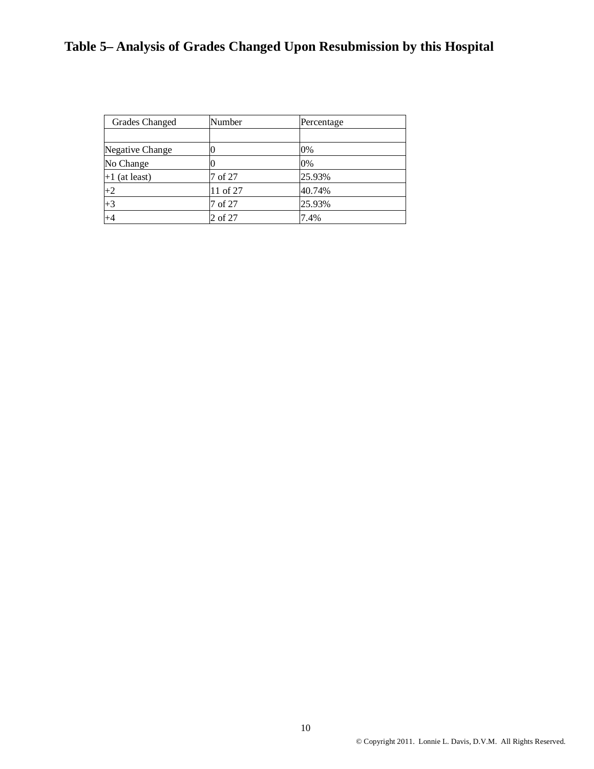# Table 5– Analysis of Grades Changed Upon Resubmission by this Hospital

| Grades Changed | Number | Percentage |
|---|---|---|
| | | |
| Negative Change | 0 | 0% |
| No Change | 0 | 0% |
| +1 (at least) | 7 of 27 | 25.93% |
| +2 | 11 of 27 | 40.74% |
| +3 | 7 of 27 | 25.93% |
| +4 | 2 of 27 | 7.4% |

© Copyright 2011. Lonnie L. Davis, D.V.M. All Rights Reserved.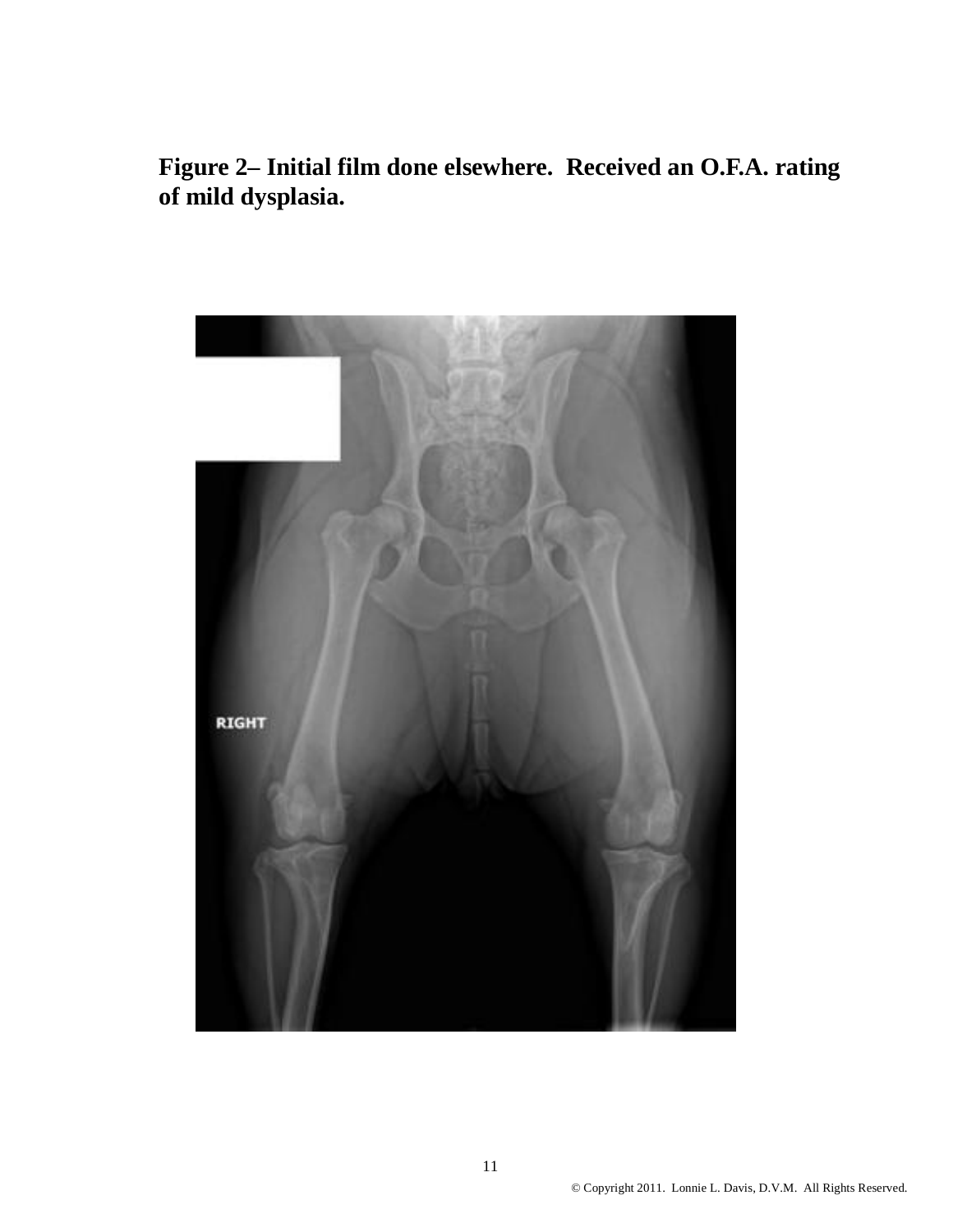**Figure 2– Initial film done elsewhere. Received an O.F.A. rating of mild dysplasia.**

© Copyright 2011. Lonnie L. Davis, D.V.M. All Rights Reserved.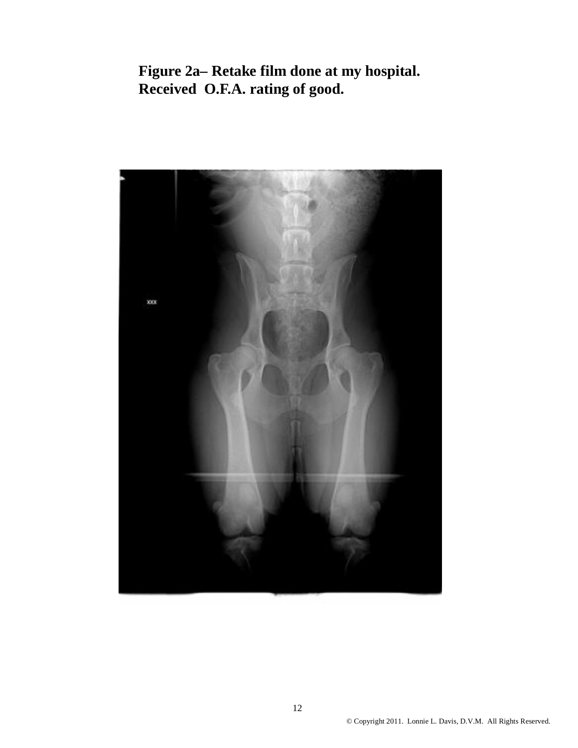**Figure 2a– Retake film done at my hospital. Received O.F.A. rating of good.**

© Copyright 2011. Lonnie L. Davis, D.V.M. All Rights Reserved.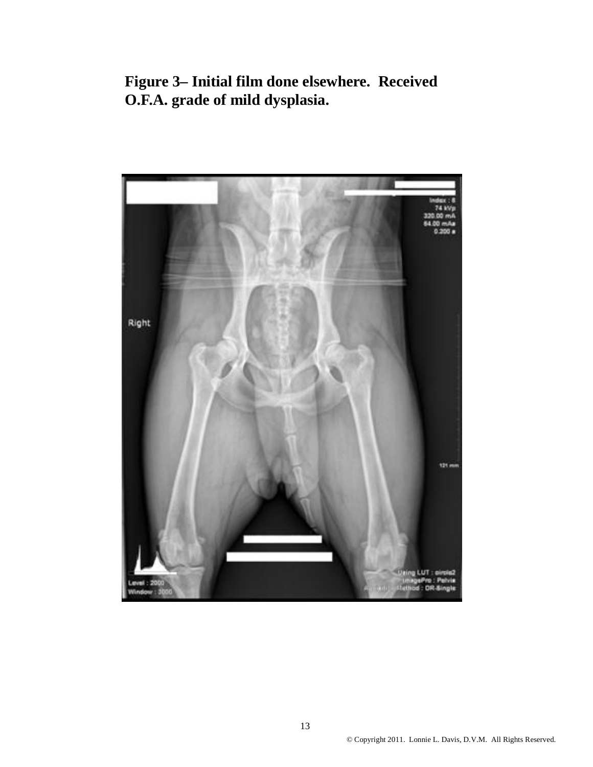**Figure 3– Initial film done elsewhere. Received O.F.A. grade of mild dysplasia.**

© Copyright 2011. Lonnie L. Davis, D.V.M. All Rights Reserved.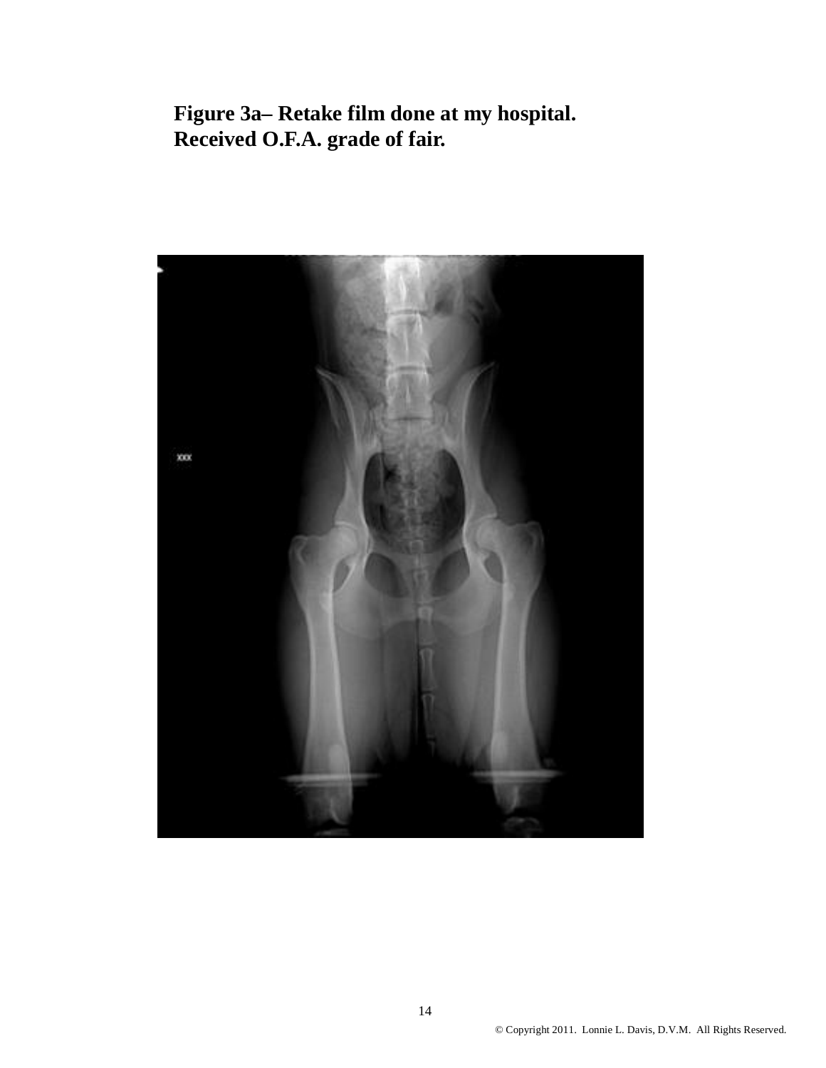**Figure 3a– Retake film done at my hospital. Received O.F.A. grade of fair.**

© Copyright 2011. Lonnie L. Davis, D.V.M. All Rights Reserved.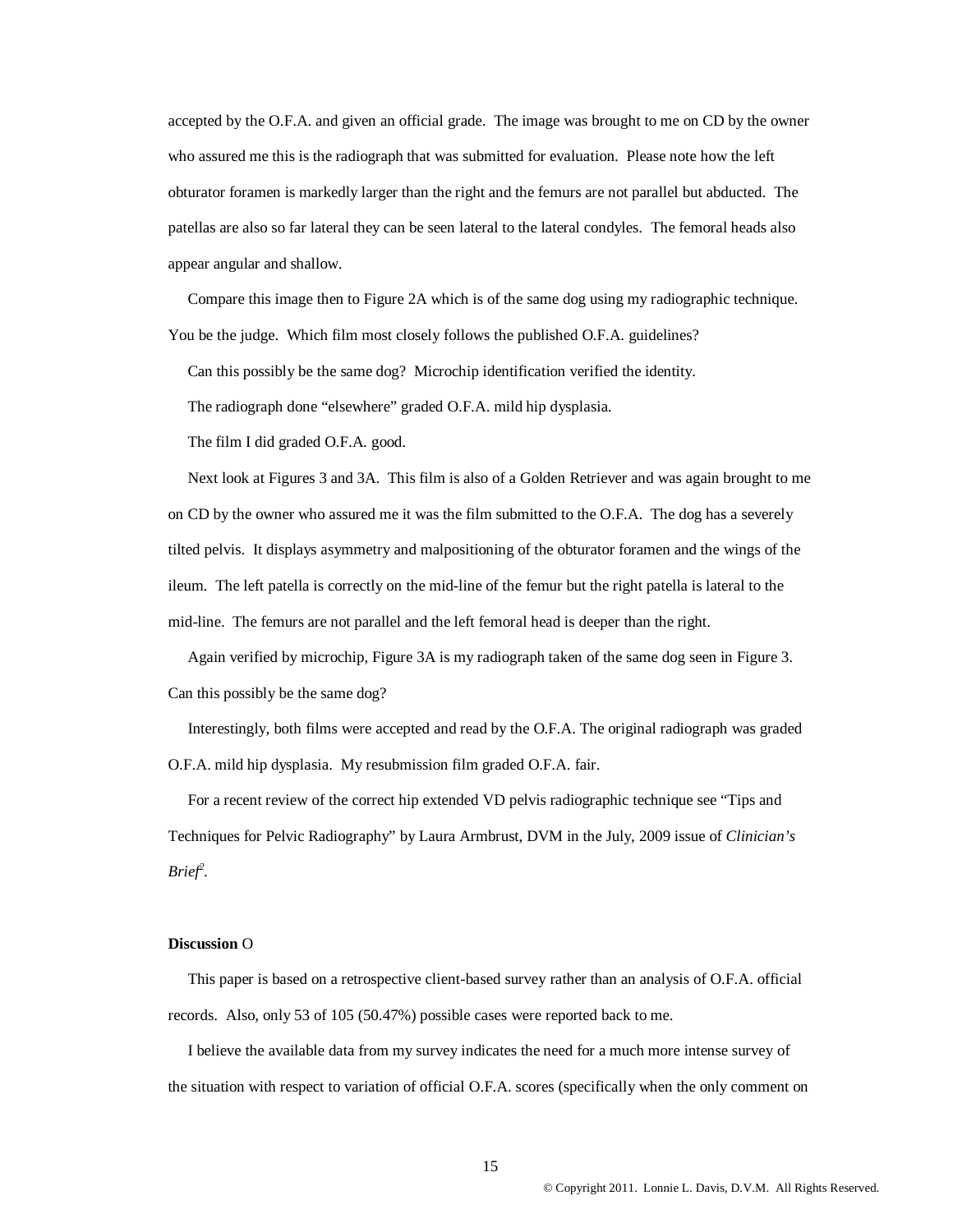accepted by the O.F.A. and given an official grade. The image was brought to me on CD by the owner who assured me this is the radiograph that was submitted for evaluation. Please note how the left obturator foramen is markedly larger than the right and the femurs are not parallel but abducted. The patellas are also so far lateral they can be seen lateral to the lateral condyles. The femoral heads also appear angular and shallow.

Compare this image then to Figure 2A which is of the same dog using my radiographic technique. You be the judge. Which film most closely follows the published O.F.A. guidelines?

Can this possibly be the same dog? Microchip identification verified the identity.

The radiograph done "elsewhere" graded O.F.A. mild hip dysplasia.

The film I did graded O.F.A. good.

Next look at Figures 3 and 3A. This film is also of a Golden Retriever and was again brought to me on CD by the owner who assured me it was the film submitted to the O.F.A. The dog has a severely tilted pelvis. It displays asymmetry and malpositioning of the obturator foramen and the wings of the ileum. The left patella is correctly on the mid-line of the femur but the right patella is lateral to the mid-line. The femurs are not parallel and the left femoral head is deeper than the right.

Again verified by microchip, Figure 3A is my radiograph taken of the same dog seen in Figure 3. Can this possibly be the same dog?

Interestingly, both films were accepted and read by the O.F.A. The original radiograph was graded O.F.A. mild hip dysplasia. My resubmission film graded O.F.A. fair.

For a recent review of the correct hip extended VD pelvis radiographic technique see "Tips and Techniques for Pelvic Radiography" by Laura Armbrust, DVM in the July, 2009 issue of *Clinician's Brief*[2].

**Discussion** O

This paper is based on a retrospective client-based survey rather than an analysis of O.F.A. official records. Also, only 53 of 105 (50.47%) possible cases were reported back to me.

I believe the available data from my survey indicates the need for a much more intense survey of the situation with respect to variation of official O.F.A. scores (specifically when the only comment on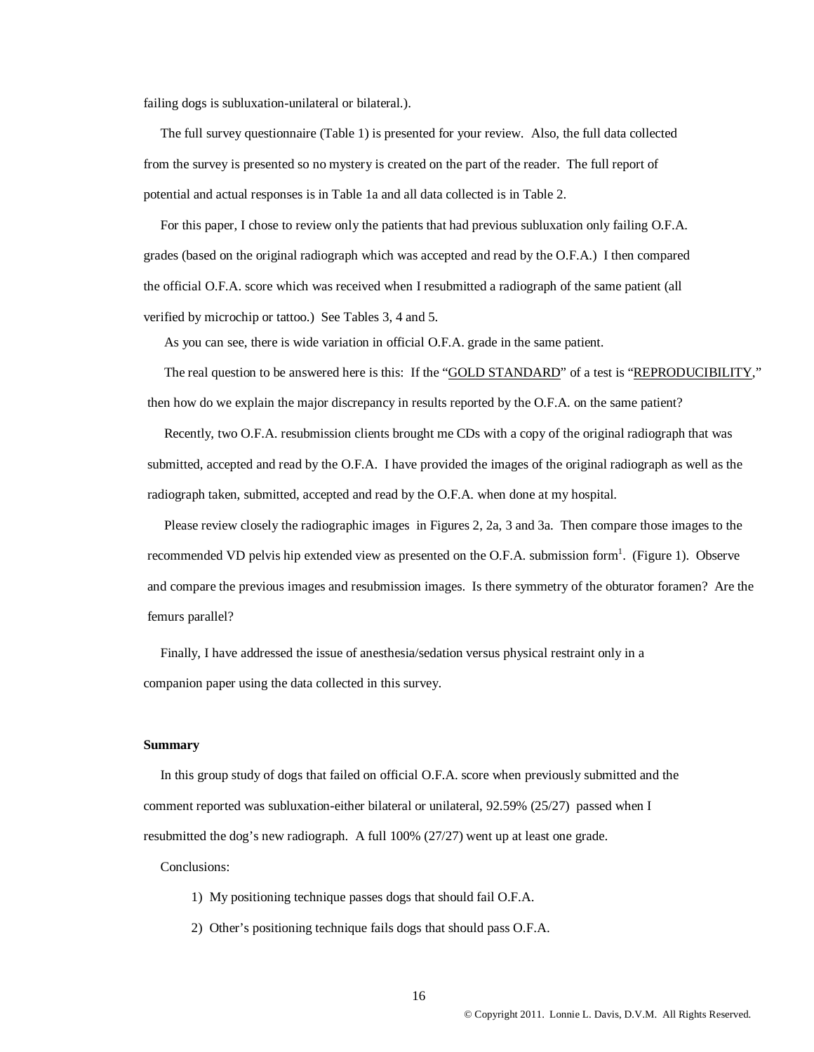failing dogs is subluxation-unilateral or bilateral.).

The full survey questionnaire (Table 1) is presented for your review. Also, the full data collected from the survey is presented so no mystery is created on the part of the reader. The full report of potential and actual responses is in Table 1a and all data collected is in Table 2.

For this paper, I chose to review only the patients that had previous subluxation only failing O.F.A. grades (based on the original radiograph which was accepted and read by the O.F.A.) I then compared the official O.F.A. score which was received when I resubmitted a radiograph of the same patient (all verified by microchip or tattoo.) See Tables 3, 4 and 5.

As you can see, there is wide variation in official O.F.A. grade in the same patient.

The real question to be answered here is this: If the "<u>GOLD STANDARD</u>" of a test is "<u>REPRODUCIBILITY</u>," then how do we explain the major discrepancy in results reported by the O.F.A. on the same patient?

Recently, two O.F.A. resubmission clients brought me CDs with a copy of the original radiograph that was submitted, accepted and read by the O.F.A. I have provided the images of the original radiograph as well as the radiograph taken, submitted, accepted and read by the O.F.A. when done at my hospital.

Please review closely the radiographic images in Figures 2, 2a, 3 and 3a. Then compare those images to the recommended VD pelvis hip extended view as presented on the O.F.A. submission form[1]. (Figure 1). Observe and compare the previous images and resubmission images. Is there symmetry of the obturator foramen? Are the femurs parallel?

Finally, I have addressed the issue of anesthesia/sedation versus physical restraint only in a companion paper using the data collected in this survey.

**Summary**

In this group study of dogs that failed on official O.F.A. score when previously submitted and the comment reported was subluxation-either bilateral or unilateral, 92.59% (25/27) passed when I resubmitted the dog's new radiograph. A full 100% (27/27) went up at least one grade.

Conclusions:

1) My positioning technique passes dogs that should fail O.F.A.
2) Other's positioning technique fails dogs that should pass O.F.A.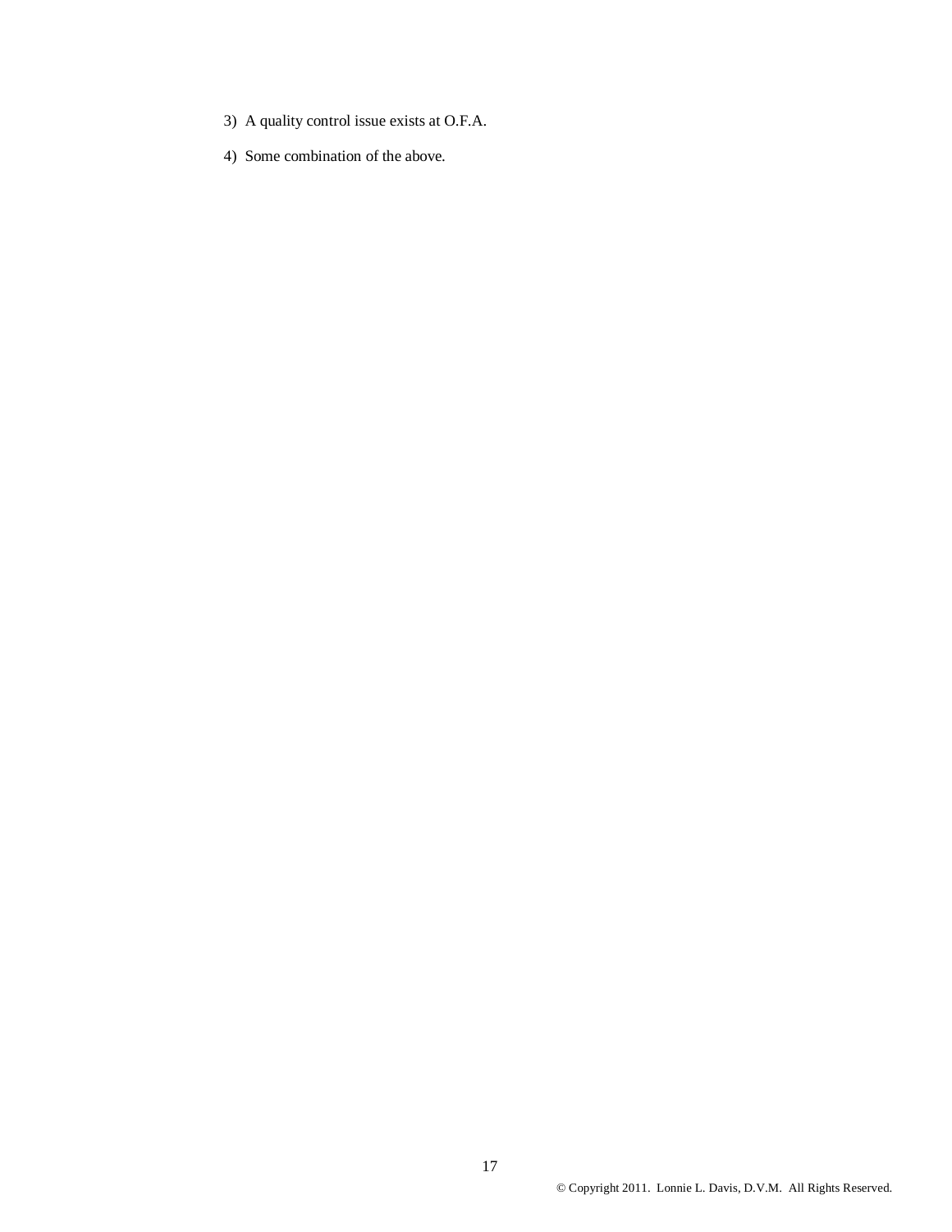3) A quality control issue exists at O.F.A.

4) Some combination of the above.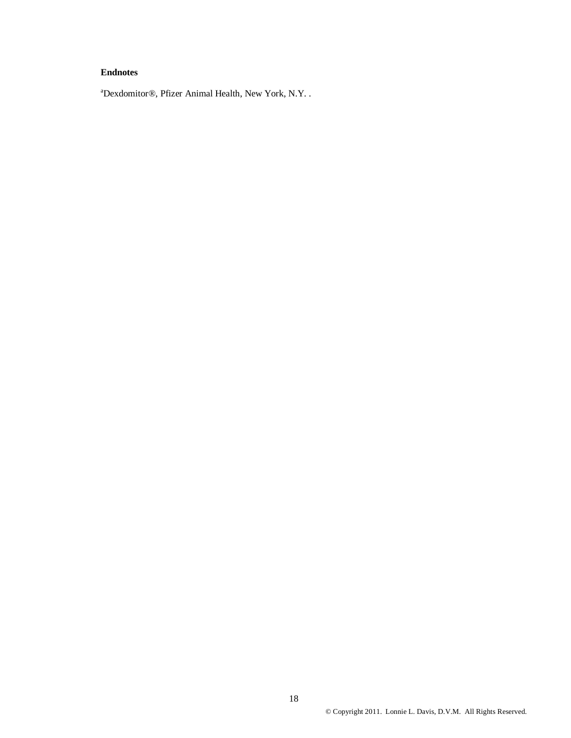**Endnotes**

[a]Dexdomitor®, Pfizer Animal Health, New York, N.Y. .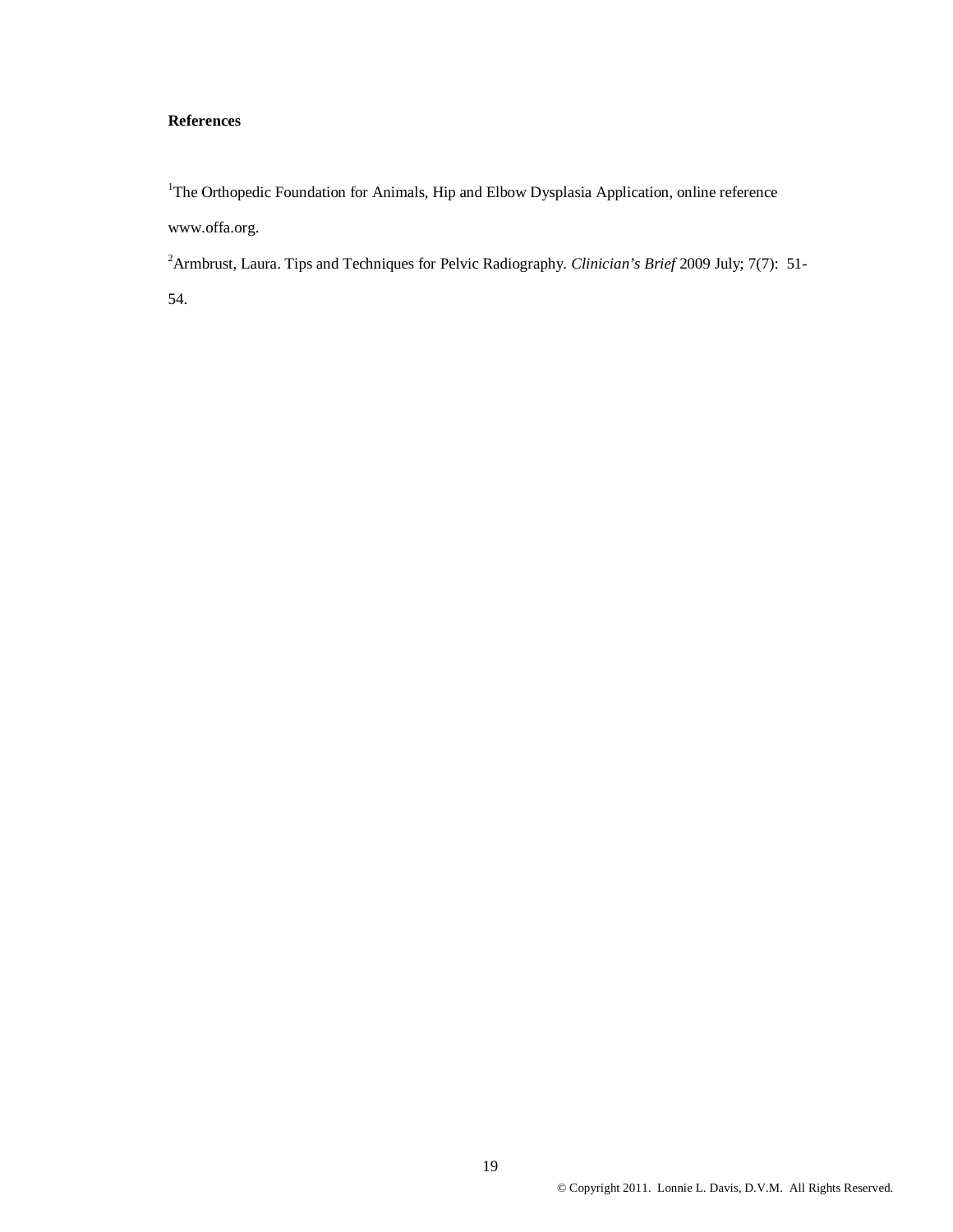**References**

[1]The Orthopedic Foundation for Animals, Hip and Elbow Dysplasia Application, online reference www.offa.org.

[2]Armbrust, Laura. Tips and Techniques for Pelvic Radiography. *Clinician's Brief* 2009 July; 7(7): 51-54.